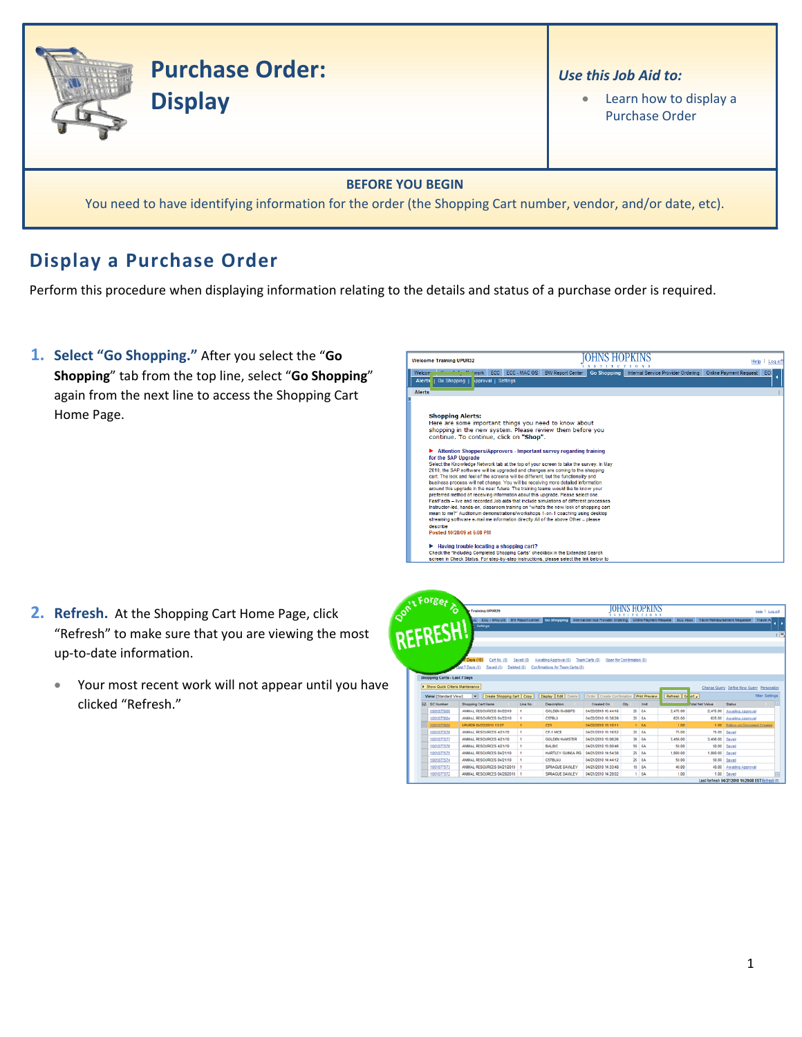# Purchase Order: Display

*Use this Job Aid to:*

- Learn how to display a Purchase Order

**BEFORE YOU BEGIN**

You need to have identifying information for the order (the Shopping Cart number, vendor, and/or date, etc).

## Display a Purchase Order

Perform this procedure when displaying information relating to the details and status of a purchase order is required.

1. **Select "Go Shopping."** After you select the "**Go Shopping**" tab from the top line, select "**Go Shopping**" again from the next line to access the Shopping Cart Home Page.

2. **Refresh.** At the Shopping Cart Home Page, click "Refresh" to make sure that you are viewing the most up-to-date information.
   - Your most recent work will not appear until you have clicked "Refresh."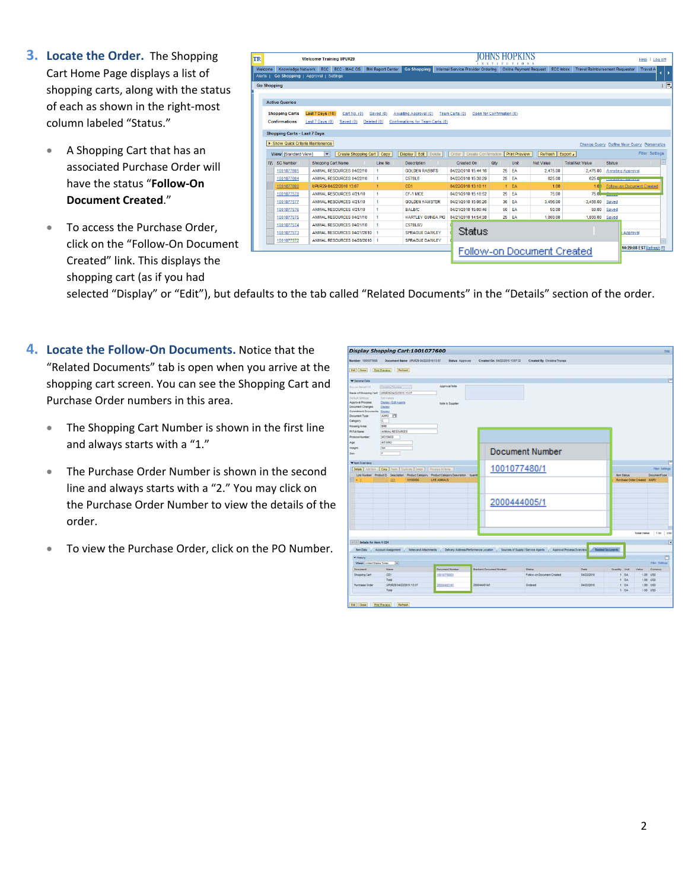3. **Locate the Order.** The Shopping Cart Home Page displays a list of shopping carts, along with the status of each as shown in the right-most column labeled "Status."

- A Shopping Cart that has an associated Purchase Order will have the status "**Follow-On Document Created.**"
- To access the Purchase Order, click on the "Follow-On Document Created" link. This displays the shopping cart (as if you had selected "Display" or "Edit"), but defaults to the tab called "Related Documents" in the "Details" section of the order.

4. **Locate the Follow-On Documents.** Notice that the "Related Documents" tab is open when you arrive at the shopping cart screen. You can see the Shopping Cart and Purchase Order numbers in this area.

- The Shopping Cart Number is shown in the first line and always starts with a "1."
- The Purchase Order Number is shown in the second line and always starts with a "2." You may click on the Purchase Order Number to view the details of the order.
- To view the Purchase Order, click on the PO Number.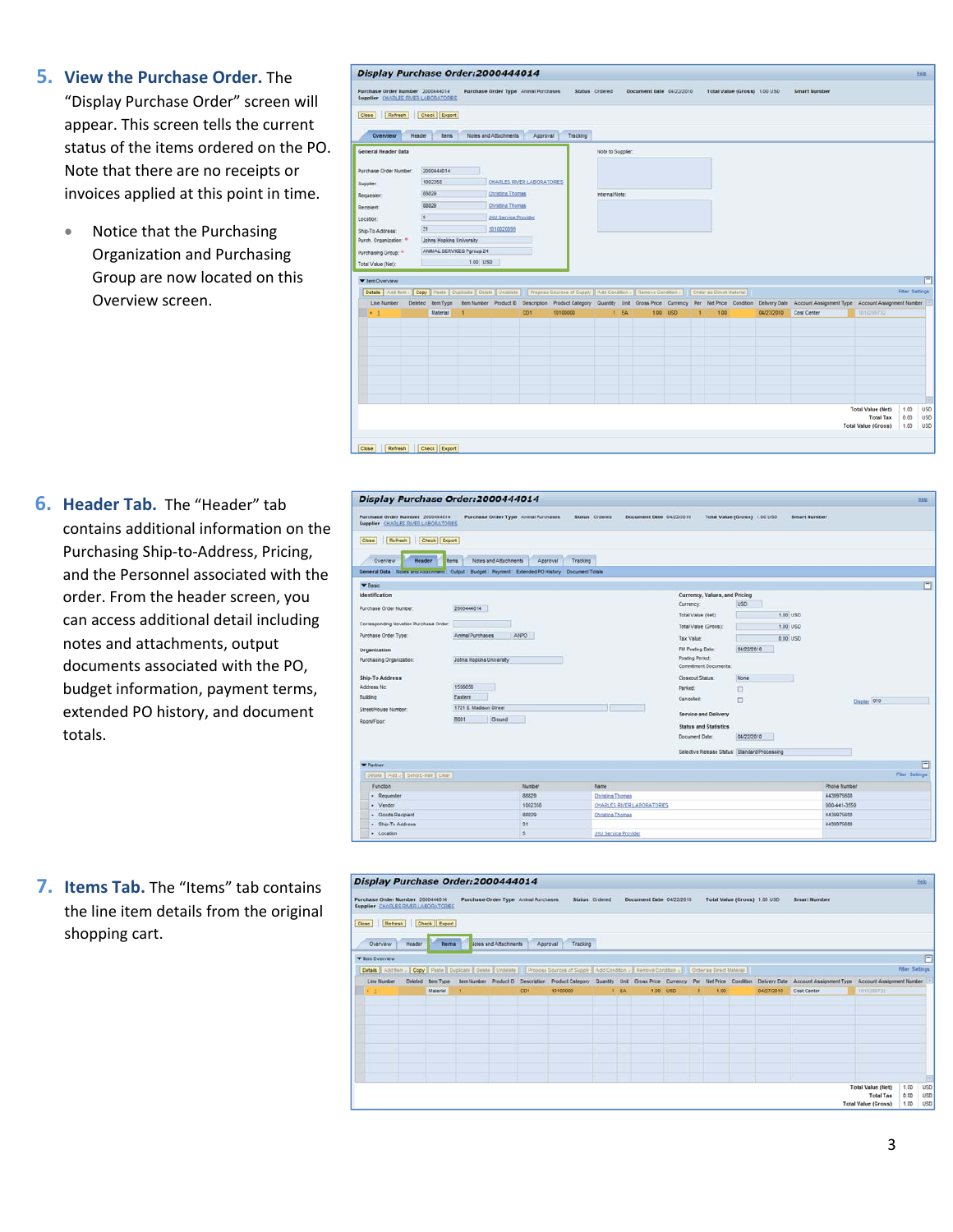5. **View the Purchase Order.** The "Display Purchase Order" screen will appear. This screen tells the current status of the items ordered on the PO. Note that there are no receipts or invoices applied at this point in time.

   - Notice that the Purchasing Organization and Purchasing Group are now located on this Overview screen.

6. **Header Tab.** The "Header" tab contains additional information on the Purchasing Ship-to-Address, Pricing, and the Personnel associated with the order. From the header screen, you can access additional detail including notes and attachments, output documents associated with the PO, budget information, payment terms, extended PO history, and document totals.

7. **Items Tab.** The "Items" tab contains the line item details from the original shopping cart.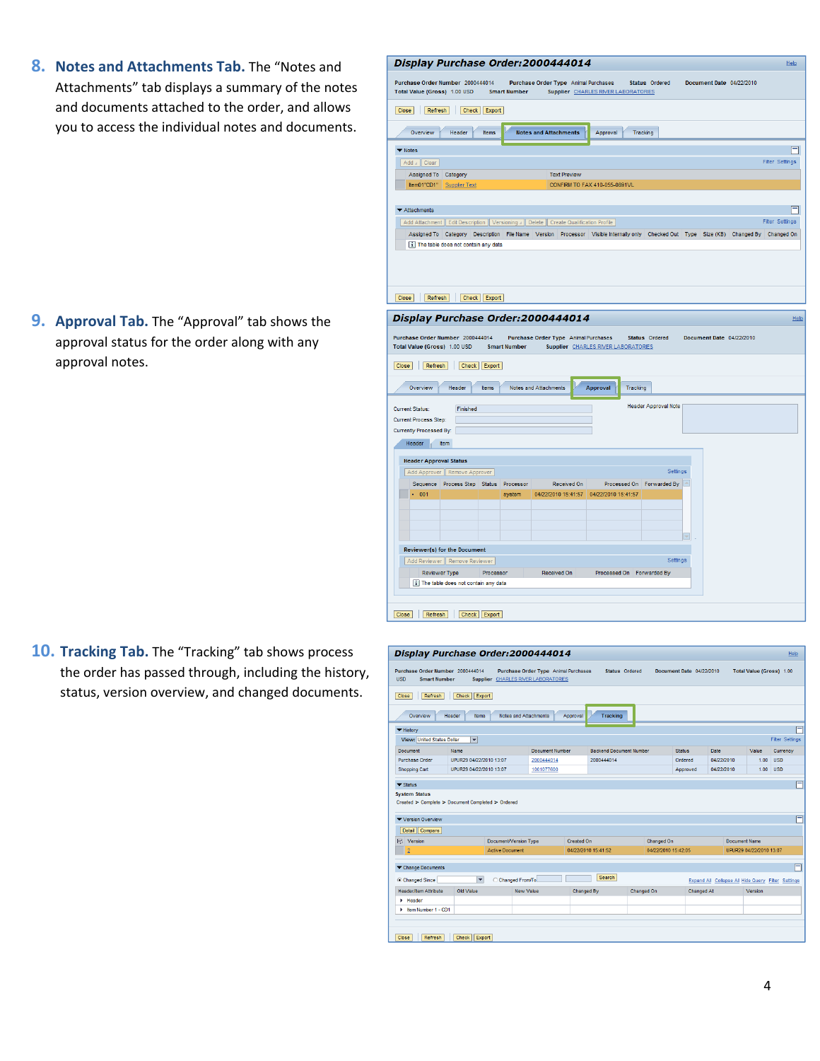8. **Notes and Attachments Tab.** The "Notes and Attachments" tab displays a summary of the notes and documents attached to the order, and allows you to access the individual notes and documents.

9. **Approval Tab.** The "Approval" tab shows the approval status for the order along with any approval notes.

10. **Tracking Tab.** The "Tracking" tab shows process the order has passed through, including the history, status, version overview, and changed documents.